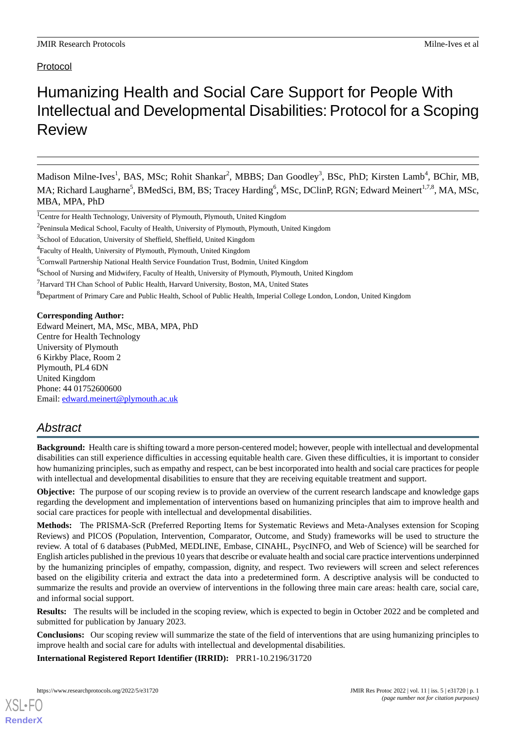Protocol

# Humanizing Health and Social Care Support for People With Intellectual and Developmental Disabilities: Protocol for a Scoping Review

Madison Milne-Ives[1], BAS, MSc; Rohit Shankar[2], MBBS; Dan Goodley[3], BSc, PhD; Kirsten Lamb[4], BChir, MB, MA; Richard Laugharne[5], BMedSci, BM, BS; Tracey Harding[6], MSc, DClinP, RGN; Edward Meinert[1,7,8], MA, MSc, MBA, MPA, PhD

[1]Centre for Health Technology, University of Plymouth, Plymouth, United Kingdom

[2]Peninsula Medical School, Faculty of Health, University of Plymouth, Plymouth, United Kingdom

[3]School of Education, University of Sheffield, Sheffield, United Kingdom

[4]Faculty of Health, University of Plymouth, Plymouth, United Kingdom

[5]Cornwall Partnership National Health Service Foundation Trust, Bodmin, United Kingdom

[6]School of Nursing and Midwifery, Faculty of Health, University of Plymouth, Plymouth, United Kingdom

[7]Harvard TH Chan School of Public Health, Harvard University, Boston, MA, United States

[8]Department of Primary Care and Public Health, School of Public Health, Imperial College London, London, United Kingdom

**Corresponding Author:**
Edward Meinert, MA, MSc, MBA, MPA, PhD
Centre for Health Technology
University of Plymouth
6 Kirkby Place, Room 2
Plymouth, PL4 6DN
United Kingdom
Phone: 44 01752600600
Email: edward.meinert@plymouth.ac.uk

## Abstract

**Background:** Health care is shifting toward a more person-centered model; however, people with intellectual and developmental disabilities can still experience difficulties in accessing equitable health care. Given these difficulties, it is important to consider how humanizing principles, such as empathy and respect, can be best incorporated into health and social care practices for people with intellectual and developmental disabilities to ensure that they are receiving equitable treatment and support.

**Objective:** The purpose of our scoping review is to provide an overview of the current research landscape and knowledge gaps regarding the development and implementation of interventions based on humanizing principles that aim to improve health and social care practices for people with intellectual and developmental disabilities.

**Methods:** The PRISMA-ScR (Preferred Reporting Items for Systematic Reviews and Meta-Analyses extension for Scoping Reviews) and PICOS (Population, Intervention, Comparator, Outcome, and Study) frameworks will be used to structure the review. A total of 6 databases (PubMed, MEDLINE, Embase, CINAHL, PsycINFO, and Web of Science) will be searched for English articles published in the previous 10 years that describe or evaluate health and social care practice interventions underpinned by the humanizing principles of empathy, compassion, dignity, and respect. Two reviewers will screen and select references based on the eligibility criteria and extract the data into a predetermined form. A descriptive analysis will be conducted to summarize the results and provide an overview of interventions in the following three main care areas: health care, social care, and informal social support.

**Results:** The results will be included in the scoping review, which is expected to begin in October 2022 and be completed and submitted for publication by January 2023.

**Conclusions:** Our scoping review will summarize the state of the field of interventions that are using humanizing principles to improve health and social care for adults with intellectual and developmental disabilities.

**International Registered Report Identifier (IRRID):** PRR1-10.2196/31720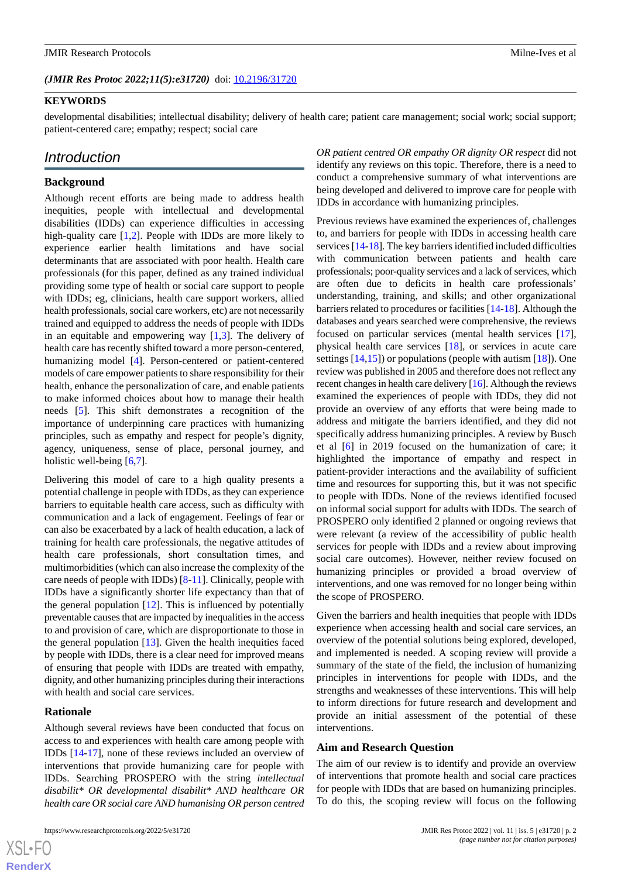(*JMIR Res Protoc 2022;11(5):e31720*) doi: 10.2196/31720

**KEYWORDS**

developmental disabilities; intellectual disability; delivery of health care; patient care management; social work; social support; patient-centered care; empathy; respect; social care

## Introduction

### Background

Although recent efforts are being made to address health inequities, people with intellectual and developmental disabilities (IDDs) can experience difficulties in accessing high-quality care [1,2]. People with IDDs are more likely to experience earlier health limitations and have social determinants that are associated with poor health. Health care professionals (for this paper, defined as any trained individual providing some type of health or social care support to people with IDDs; eg, clinicians, health care support workers, allied health professionals, social care workers, etc) are not necessarily trained and equipped to address the needs of people with IDDs in an equitable and empowering way [1,3]. The delivery of health care has recently shifted toward a more person-centered, humanizing model [4]. Person-centered or patient-centered models of care empower patients to share responsibility for their health, enhance the personalization of care, and enable patients to make informed choices about how to manage their health needs [5]. This shift demonstrates a recognition of the importance of underpinning care practices with humanizing principles, such as empathy and respect for people's dignity, agency, uniqueness, sense of place, personal journey, and holistic well-being [6,7].

Delivering this model of care to a high quality presents a potential challenge in people with IDDs, as they can experience barriers to equitable health care access, such as difficulty with communication and a lack of engagement. Feelings of fear or can also be exacerbated by a lack of health education, a lack of training for health care professionals, the negative attitudes of health care professionals, short consultation times, and multimorbidities (which can also increase the complexity of the care needs of people with IDDs) [8-11]. Clinically, people with IDDs have a significantly shorter life expectancy than that of the general population [12]. This is influenced by potentially preventable causes that are impacted by inequalities in the access to and provision of care, which are disproportionate to those in the general population [13]. Given the health inequities faced by people with IDDs, there is a clear need for improved means of ensuring that people with IDDs are treated with empathy, dignity, and other humanizing principles during their interactions with health and social care services.

### Rationale

Although several reviews have been conducted that focus on access to and experiences with health care among people with IDDs [14-17], none of these reviews included an overview of interventions that provide humanizing care for people with IDDs. Searching PROSPERO with the string *intellectual disabilit\* OR developmental disabilit\* AND healthcare OR health care OR social care AND humanising OR person centred OR patient centred OR empathy OR dignity OR respect* did not identify any reviews on this topic. Therefore, there is a need to conduct a comprehensive summary of what interventions are being developed and delivered to improve care for people with IDDs in accordance with humanizing principles.

Previous reviews have examined the experiences of, challenges to, and barriers for people with IDDs in accessing health care services [14-18]. The key barriers identified included difficulties with communication between patients and health care professionals; poor-quality services and a lack of services, which are often due to deficits in health care professionals' understanding, training, and skills; and other organizational barriers related to procedures or facilities [14-18]. Although the databases and years searched were comprehensive, the reviews focused on particular services (mental health services [17], physical health care services [18], or services in acute care settings [14,15]) or populations (people with autism [18]). One review was published in 2005 and therefore does not reflect any recent changes in health care delivery [16]. Although the reviews examined the experiences of people with IDDs, they did not provide an overview of any efforts that were being made to address and mitigate the barriers identified, and they did not specifically address humanizing principles. A review by Busch et al [6] in 2019 focused on the humanization of care; it highlighted the importance of empathy and respect in patient-provider interactions and the availability of sufficient time and resources for supporting this, but it was not specific to people with IDDs. None of the reviews identified focused on informal social support for adults with IDDs. The search of PROSPERO only identified 2 planned or ongoing reviews that were relevant (a review of the accessibility of public health services for people with IDDs and a review about improving social care outcomes). However, neither review focused on humanizing principles or provided a broad overview of interventions, and one was removed for no longer being within the scope of PROSPERO.

Given the barriers and health inequities that people with IDDs experience when accessing health and social care services, an overview of the potential solutions being explored, developed, and implemented is needed. A scoping review will provide a summary of the state of the field, the inclusion of humanizing principles in interventions for people with IDDs, and the strengths and weaknesses of these interventions. This will help to inform directions for future research and development and provide an initial assessment of the potential of these interventions.

### Aim and Research Question

The aim of our review is to identify and provide an overview of interventions that promote health and social care practices for people with IDDs that are based on humanizing principles. To do this, the scoping review will focus on the following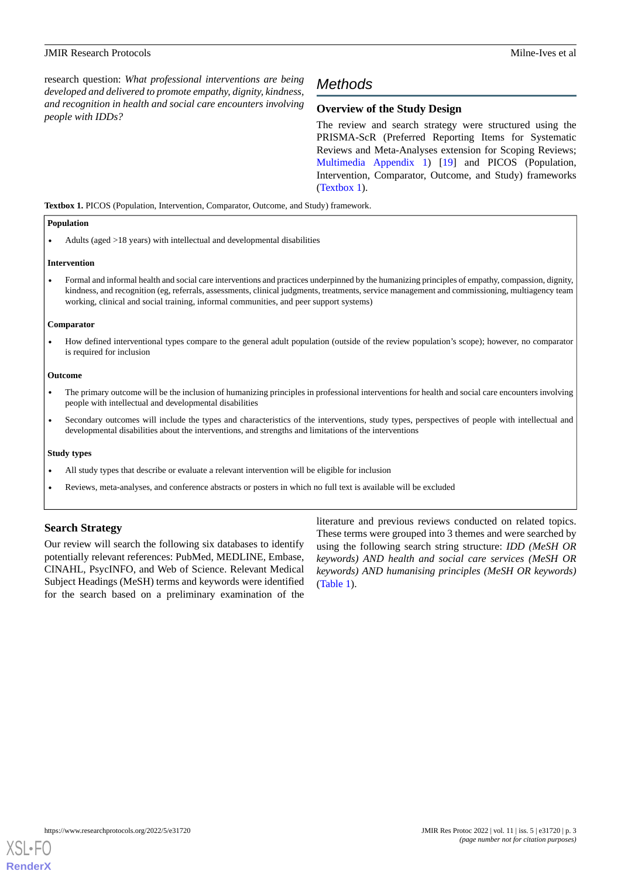research question: *What professional interventions are being developed and delivered to promote empathy, dignity, kindness, and recognition in health and social care encounters involving people with IDDs?*

## Methods

### Overview of the Study Design

The review and search strategy were structured using the PRISMA-ScR (Preferred Reporting Items for Systematic Reviews and Meta-Analyses extension for Scoping Reviews; Multimedia Appendix 1) [19] and PICOS (Population, Intervention, Comparator, Outcome, and Study) frameworks (Textbox 1).

**Textbox 1.** PICOS (Population, Intervention, Comparator, Outcome, and Study) framework.

**Population**

- Adults (aged >18 years) with intellectual and developmental disabilities

**Intervention**

- Formal and informal health and social care interventions and practices underpinned by the humanizing principles of empathy, compassion, dignity, kindness, and recognition (eg, referrals, assessments, clinical judgments, treatments, service management and commissioning, multiagency team working, clinical and social training, informal communities, and peer support systems)

**Comparator**

- How defined interventional types compare to the general adult population (outside of the review population's scope); however, no comparator is required for inclusion

**Outcome**

- The primary outcome will be the inclusion of humanizing principles in professional interventions for health and social care encounters involving people with intellectual and developmental disabilities
- Secondary outcomes will include the types and characteristics of the interventions, study types, perspectives of people with intellectual and developmental disabilities about the interventions, and strengths and limitations of the interventions

**Study types**

- All study types that describe or evaluate a relevant intervention will be eligible for inclusion
- Reviews, meta-analyses, and conference abstracts or posters in which no full text is available will be excluded

### Search Strategy

Our review will search the following six databases to identify potentially relevant references: PubMed, MEDLINE, Embase, CINAHL, PsycINFO, and Web of Science. Relevant Medical Subject Headings (MeSH) terms and keywords were identified for the search based on a preliminary examination of the literature and previous reviews conducted on related topics. These terms were grouped into 3 themes and were searched by using the following search string structure: *IDD (MeSH OR keywords) AND health and social care services (MeSH OR keywords) AND humanising principles (MeSH OR keywords)* (Table 1).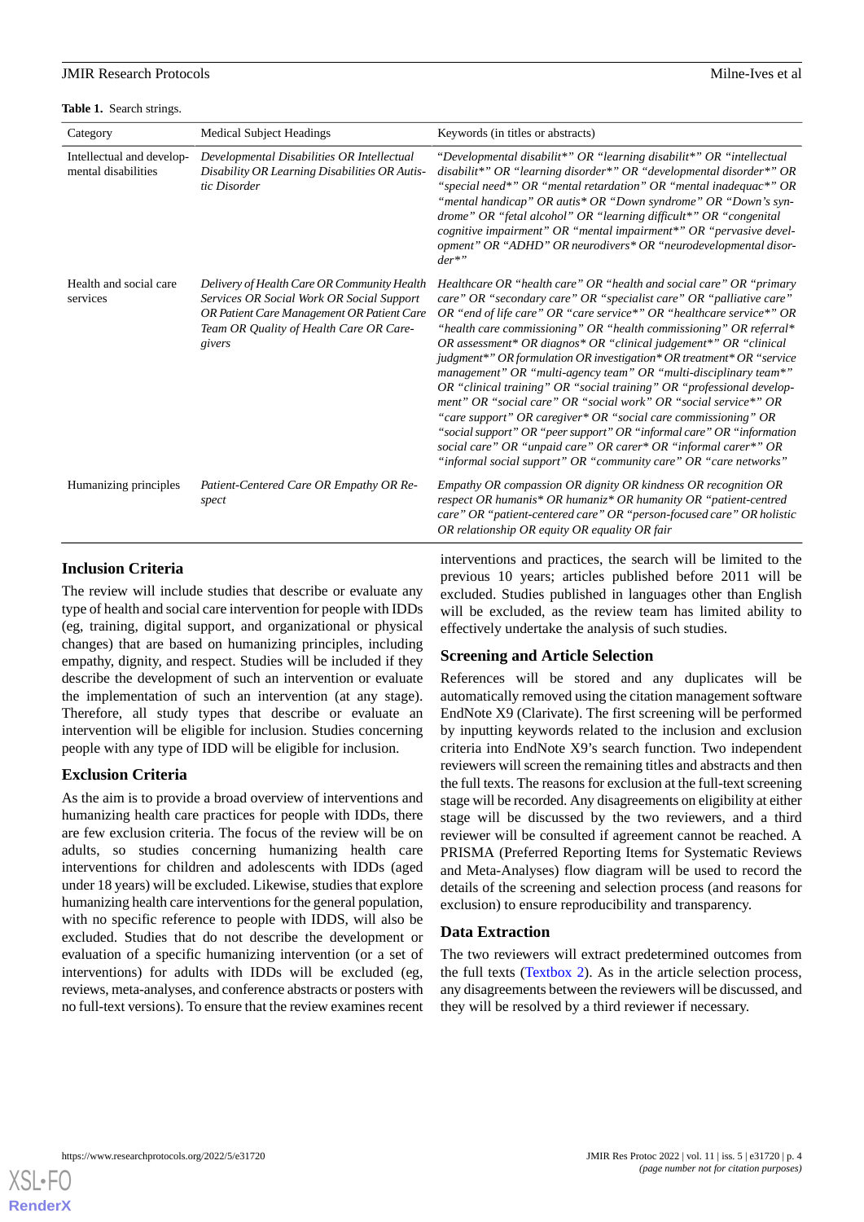**Table 1.** Search strings.

| Category | Medical Subject Headings | Keywords (in titles or abstracts) |
|---|---|---|
| Intellectual and developmental disabilities | *Developmental Disabilities OR Intellectual Disability OR Learning Disabilities OR Autistic Disorder* | *"Developmental disabilit*" OR "learning disabilit*" OR "intellectual disabilit*" OR "learning disorder*" OR "developmental disorder*" OR "special need*" OR "mental retardation" OR "mental inadequac*" OR "mental handicap" OR autis* OR "Down syndrome" OR "Down's syndrome" OR "fetal alcohol" OR "learning difficult*" OR "congenital cognitive impairment" OR "mental impairment*" OR "pervasive development" OR "ADHD" OR neurodivers* OR "neurodevelopmental disorder*"* |
| Health and social care services | *Delivery of Health Care OR Community Health Services OR Social Work OR Social Support OR Patient Care Management OR Patient Care Team OR Quality of Health Care OR Caregivers* | *Healthcare OR "health care" OR "health and social care" OR "primary care" OR "secondary care" OR "specialist care" OR "palliative care" OR "end of life care" OR "care service*" OR "healthcare service*" OR "health care commissioning" OR "health commissioning" OR referral* OR assessment* OR diagnos* OR "clinical judgement*" OR "clinical judgment*" OR formulation OR investigation* OR treatment* OR "service management" OR "multi-agency team" OR "multi-disciplinary team*" OR "clinical training" OR "social training" OR "professional development" OR "social care" OR "social work" OR "social service*" OR "care support" OR caregiver* OR "social care commissioning" OR "social support" OR "peer support" OR "informal care" OR "information social care" OR "unpaid care" OR carer* OR "informal carer*" OR "informal social support" OR "community care" OR "care networks"* |
| Humanizing principles | *Patient-Centered Care OR Empathy OR Respect* | *Empathy OR compassion OR dignity OR kindness OR recognition OR respect OR humanis* OR humaniz* OR humanity OR "patient-centred care" OR "patient-centered care" OR "person-focused care" OR holistic OR relationship OR equity OR equality OR fair* |

### Inclusion Criteria

The review will include studies that describe or evaluate any type of health and social care intervention for people with IDDs (eg, training, digital support, and organizational or physical changes) that are based on humanizing principles, including empathy, dignity, and respect. Studies will be included if they describe the development of such an intervention or evaluate the implementation of such an intervention (at any stage). Therefore, all study types that describe or evaluate an intervention will be eligible for inclusion. Studies concerning people with any type of IDD will be eligible for inclusion.

### Exclusion Criteria

As the aim is to provide a broad overview of interventions and humanizing health care practices for people with IDDs, there are few exclusion criteria. The focus of the review will be on adults, so studies concerning humanizing health care interventions for children and adolescents with IDDs (aged under 18 years) will be excluded. Likewise, studies that explore humanizing health care interventions for the general population, with no specific reference to people with IDDS, will also be excluded. Studies that do not describe the development or evaluation of a specific humanizing intervention (or a set of interventions) for adults with IDDs will be excluded (eg, reviews, meta-analyses, and conference abstracts or posters with no full-text versions). To ensure that the review examines recent interventions and practices, the search will be limited to the previous 10 years; articles published before 2011 will be excluded. Studies published in languages other than English will be excluded, as the review team has limited ability to effectively undertake the analysis of such studies.

### Screening and Article Selection

References will be stored and any duplicates will be automatically removed using the citation management software EndNote X9 (Clarivate). The first screening will be performed by inputting keywords related to the inclusion and exclusion criteria into EndNote X9's search function. Two independent reviewers will screen the remaining titles and abstracts and then the full texts. The reasons for exclusion at the full-text screening stage will be recorded. Any disagreements on eligibility at either stage will be discussed by the two reviewers, and a third reviewer will be consulted if agreement cannot be reached. A PRISMA (Preferred Reporting Items for Systematic Reviews and Meta-Analyses) flow diagram will be used to record the details of the screening and selection process (and reasons for exclusion) to ensure reproducibility and transparency.

### Data Extraction

The two reviewers will extract predetermined outcomes from the full texts (Textbox 2). As in the article selection process, any disagreements between the reviewers will be discussed, and they will be resolved by a third reviewer if necessary.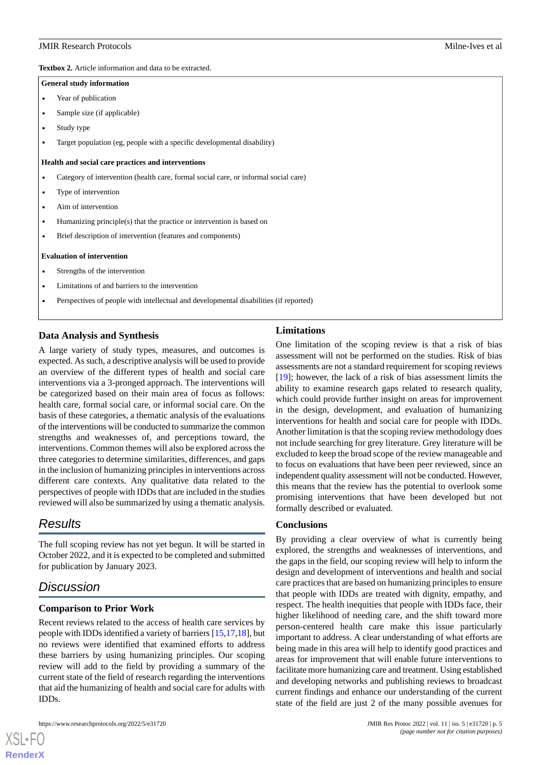**Textbox 2.** Article information and data to be extracted.

**General study information**

- Year of publication
- Sample size (if applicable)
- Study type
- Target population (eg, people with a specific developmental disability)

**Health and social care practices and interventions**

- Category of intervention (health care, formal social care, or informal social care)
- Type of intervention
- Aim of intervention
- Humanizing principle(s) that the practice or intervention is based on
- Brief description of intervention (features and components)

**Evaluation of intervention**

- Strengths of the intervention
- Limitations of and barriers to the intervention
- Perspectives of people with intellectual and developmental disabilities (if reported)

### Data Analysis and Synthesis

A large variety of study types, measures, and outcomes is expected. As such, a descriptive analysis will be used to provide an overview of the different types of health and social care interventions via a 3-pronged approach. The interventions will be categorized based on their main area of focus as follows: health care, formal social care, or informal social care. On the basis of these categories, a thematic analysis of the evaluations of the interventions will be conducted to summarize the common strengths and weaknesses of, and perceptions toward, the interventions. Common themes will also be explored across the three categories to determine similarities, differences, and gaps in the inclusion of humanizing principles in interventions across different care contexts. Any qualitative data related to the perspectives of people with IDDs that are included in the studies reviewed will also be summarized by using a thematic analysis.

## Results

The full scoping review has not yet begun. It will be started in October 2022, and it is expected to be completed and submitted for publication by January 2023.

## Discussion

### Comparison to Prior Work

Recent reviews related to the access of health care services by people with IDDs identified a variety of barriers [15,17,18], but no reviews were identified that examined efforts to address these barriers by using humanizing principles. Our scoping review will add to the field by providing a summary of the current state of the field of research regarding the interventions that aid the humanizing of health and social care for adults with IDDs.

### Limitations

One limitation of the scoping review is that a risk of bias assessment will not be performed on the studies. Risk of bias assessments are not a standard requirement for scoping reviews [19]; however, the lack of a risk of bias assessment limits the ability to examine research gaps related to research quality, which could provide further insight on areas for improvement in the design, development, and evaluation of humanizing interventions for health and social care for people with IDDs. Another limitation is that the scoping review methodology does not include searching for grey literature. Grey literature will be excluded to keep the broad scope of the review manageable and to focus on evaluations that have been peer reviewed, since an independent quality assessment will not be conducted. However, this means that the review has the potential to overlook some promising interventions that have been developed but not formally described or evaluated.

### Conclusions

By providing a clear overview of what is currently being explored, the strengths and weaknesses of interventions, and the gaps in the field, our scoping review will help to inform the design and development of interventions and health and social care practices that are based on humanizing principles to ensure that people with IDDs are treated with dignity, empathy, and respect. The health inequities that people with IDDs face, their higher likelihood of needing care, and the shift toward more person-centered health care make this issue particularly important to address. A clear understanding of what efforts are being made in this area will help to identify good practices and areas for improvement that will enable future interventions to facilitate more humanizing care and treatment. Using established and developing networks and publishing reviews to broadcast current findings and enhance our understanding of the current state of the field are just 2 of the many possible avenues for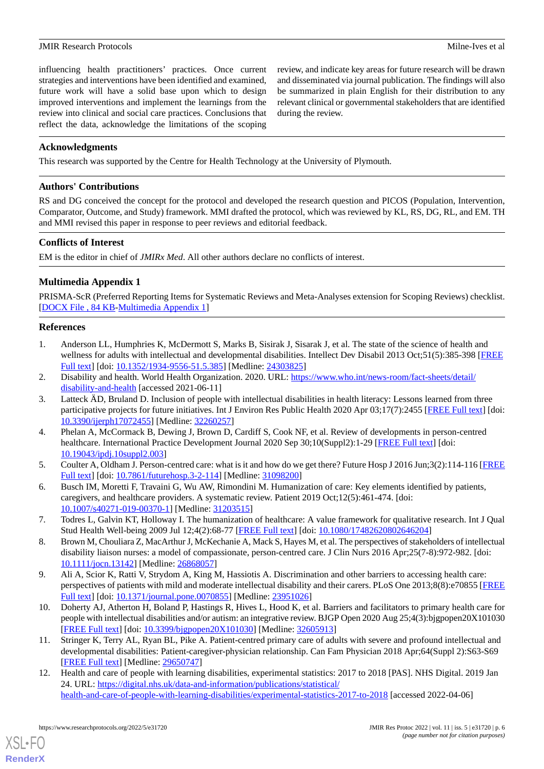influencing health practitioners' practices. Once current strategies and interventions have been identified and examined, future work will have a solid base upon which to design improved interventions and implement the learnings from the review into clinical and social care practices. Conclusions that reflect the data, acknowledge the limitations of the scoping review, and indicate key areas for future research will be drawn and disseminated via journal publication. The findings will also be summarized in plain English for their distribution to any relevant clinical or governmental stakeholders that are identified during the review.

## Acknowledgments

This research was supported by the Centre for Health Technology at the University of Plymouth.

## Authors' Contributions

RS and DG conceived the concept for the protocol and developed the research question and PICOS (Population, Intervention, Comparator, Outcome, and Study) framework. MMI drafted the protocol, which was reviewed by KL, RS, DG, RL, and EM. TH and MMI revised this paper in response to peer reviews and editorial feedback.

## Conflicts of Interest

EM is the editor in chief of *JMIRx Med*. All other authors declare no conflicts of interest.

## Multimedia Appendix 1

PRISMA-ScR (Preferred Reporting Items for Systematic Reviews and Meta-Analyses extension for Scoping Reviews) checklist.
[DOCX File , 84 KB-Multimedia Appendix 1]

## References

1. Anderson LL, Humphries K, McDermott S, Marks B, Sisirak J, Sisarak J, et al. The state of the science of health and wellness for adults with intellectual and developmental disabilities. Intellect Dev Disabil 2013 Oct;51(5):385-398 [FREE Full text] [doi: 10.1352/1934-9556-51.5.385] [Medline: 24303825]
2. Disability and health. World Health Organization. 2020. URL: https://www.who.int/news-room/fact-sheets/detail/disability-and-health [accessed 2021-06-11]
3. Latteck ÄD, Bruland D. Inclusion of people with intellectual disabilities in health literacy: Lessons learned from three participative projects for future initiatives. Int J Environ Res Public Health 2020 Apr 03;17(7):2455 [FREE Full text] [doi: 10.3390/ijerph17072455] [Medline: 32260257]
4. Phelan A, McCormack B, Dewing J, Brown D, Cardiff S, Cook NF, et al. Review of developments in person-centred healthcare. International Practice Development Journal 2020 Sep 30;10(Suppl2):1-29 [FREE Full text] [doi: 10.19043/ipdj.10suppl2.003]
5. Coulter A, Oldham J. Person-centred care: what is it and how do we get there? Future Hosp J 2016 Jun;3(2):114-116 [FREE Full text] [doi: 10.7861/futurehosp.3-2-114] [Medline: 31098200]
6. Busch IM, Moretti F, Travaini G, Wu AW, Rimondini M. Humanization of care: Key elements identified by patients, caregivers, and healthcare providers. A systematic review. Patient 2019 Oct;12(5):461-474. [doi: 10.1007/s40271-019-00370-1] [Medline: 31203515]
7. Todres L, Galvin KT, Holloway I. The humanization of healthcare: A value framework for qualitative research. Int J Qual Stud Health Well-being 2009 Jul 12;4(2):68-77 [FREE Full text] [doi: 10.1080/17482620802646204]
8. Brown M, Chouliara Z, MacArthur J, McKechanie A, Mack S, Hayes M, et al. The perspectives of stakeholders of intellectual disability liaison nurses: a model of compassionate, person-centred care. J Clin Nurs 2016 Apr;25(7-8):972-982. [doi: 10.1111/jocn.13142] [Medline: 26868057]
9. Ali A, Scior K, Ratti V, Strydom A, King M, Hassiotis A. Discrimination and other barriers to accessing health care: perspectives of patients with mild and moderate intellectual disability and their carers. PLoS One 2013;8(8):e70855 [FREE Full text] [doi: 10.1371/journal.pone.0070855] [Medline: 23951026]
10. Doherty AJ, Atherton H, Boland P, Hastings R, Hives L, Hood K, et al. Barriers and facilitators to primary health care for people with intellectual disabilities and/or autism: an integrative review. BJGP Open 2020 Aug 25;4(3):bjgpopen20X101030 [FREE Full text] [doi: 10.3399/bjgpopen20X101030] [Medline: 32605913]
11. Stringer K, Terry AL, Ryan BL, Pike A. Patient-centred primary care of adults with severe and profound intellectual and developmental disabilities: Patient-caregiver-physician relationship. Can Fam Physician 2018 Apr;64(Suppl 2):S63-S69 [FREE Full text] [Medline: 29650747]
12. Health and care of people with learning disabilities, experimental statistics: 2017 to 2018 [PAS]. NHS Digital. 2019 Jan 24. URL: https://digital.nhs.uk/data-and-information/publications/statistical/health-and-care-of-people-with-learning-disabilities/experimental-statistics-2017-to-2018 [accessed 2022-04-06]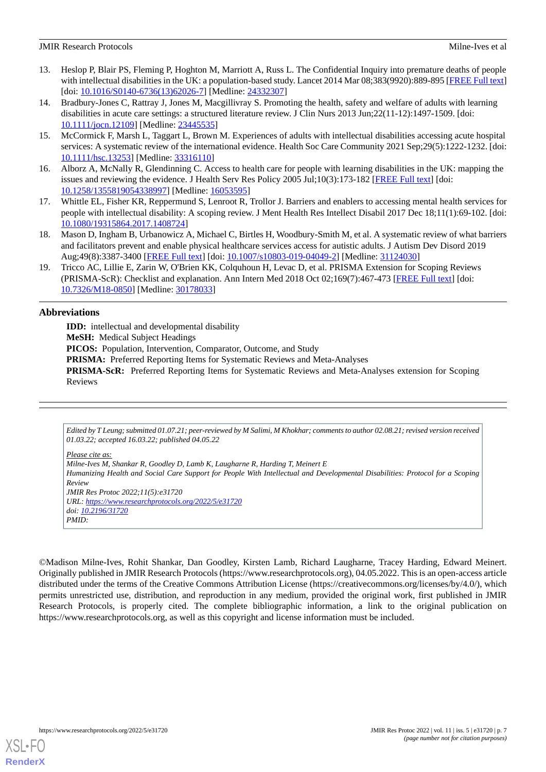13. Heslop P, Blair PS, Fleming P, Hoghton M, Marriott A, Russ L. The Confidential Inquiry into premature deaths of people with intellectual disabilities in the UK: a population-based study. Lancet 2014 Mar 08;383(9920):889-895 [FREE Full text] [doi: 10.1016/S0140-6736(13)62026-7] [Medline: 24332307]
14. Bradbury-Jones C, Rattray J, Jones M, Macgillivray S. Promoting the health, safety and welfare of adults with learning disabilities in acute care settings: a structured literature review. J Clin Nurs 2013 Jun;22(11-12):1497-1509. [doi: 10.1111/jocn.12109] [Medline: 23445535]
15. McCormick F, Marsh L, Taggart L, Brown M. Experiences of adults with intellectual disabilities accessing acute hospital services: A systematic review of the international evidence. Health Soc Care Community 2021 Sep;29(5):1222-1232. [doi: 10.1111/hsc.13253] [Medline: 33316110]
16. Alborz A, McNally R, Glendinning C. Access to health care for people with learning disabilities in the UK: mapping the issues and reviewing the evidence. J Health Serv Res Policy 2005 Jul;10(3):173-182 [FREE Full text] [doi: 10.1258/1355819054338997] [Medline: 16053595]
17. Whittle EL, Fisher KR, Reppermund S, Lenroot R, Trollor J. Barriers and enablers to accessing mental health services for people with intellectual disability: A scoping review. J Ment Health Res Intellect Disabil 2017 Dec 18;11(1):69-102. [doi: 10.1080/19315864.2017.1408724]
18. Mason D, Ingham B, Urbanowicz A, Michael C, Birtles H, Woodbury-Smith M, et al. A systematic review of what barriers and facilitators prevent and enable physical healthcare services access for autistic adults. J Autism Dev Disord 2019 Aug;49(8):3387-3400 [FREE Full text] [doi: 10.1007/s10803-019-04049-2] [Medline: 31124030]
19. Tricco AC, Lillie E, Zarin W, O'Brien KK, Colquhoun H, Levac D, et al. PRISMA Extension for Scoping Reviews (PRISMA-ScR): Checklist and explanation. Ann Intern Med 2018 Oct 02;169(7):467-473 [FREE Full text] [doi: 10.7326/M18-0850] [Medline: 30178033]

## Abbreviations

**IDD:** intellectual and developmental disability
**MeSH:** Medical Subject Headings
**PICOS:** Population, Intervention, Comparator, Outcome, and Study
**PRISMA:** Preferred Reporting Items for Systematic Reviews and Meta-Analyses
**PRISMA-ScR:** Preferred Reporting Items for Systematic Reviews and Meta-Analyses extension for Scoping Reviews

*Edited by T Leung; submitted 01.07.21; peer-reviewed by M Salimi, M Khokhar; comments to author 02.08.21; revised version received 01.03.22; accepted 16.03.22; published 04.05.22*

*Please cite as:*
*Milne-Ives M, Shankar R, Goodley D, Lamb K, Laugharne R, Harding T, Meinert E*
*Humanizing Health and Social Care Support for People With Intellectual and Developmental Disabilities: Protocol for a Scoping Review*
*JMIR Res Protoc 2022;11(5):e31720*
*URL: https://www.researchprotocols.org/2022/5/e31720*
*doi: 10.2196/31720*
*PMID:*

©Madison Milne-Ives, Rohit Shankar, Dan Goodley, Kirsten Lamb, Richard Laugharne, Tracey Harding, Edward Meinert. Originally published in JMIR Research Protocols (https://www.researchprotocols.org), 04.05.2022. This is an open-access article distributed under the terms of the Creative Commons Attribution License (https://creativecommons.org/licenses/by/4.0/), which permits unrestricted use, distribution, and reproduction in any medium, provided the original work, first published in JMIR Research Protocols, is properly cited. The complete bibliographic information, a link to the original publication on https://www.researchprotocols.org, as well as this copyright and license information must be included.